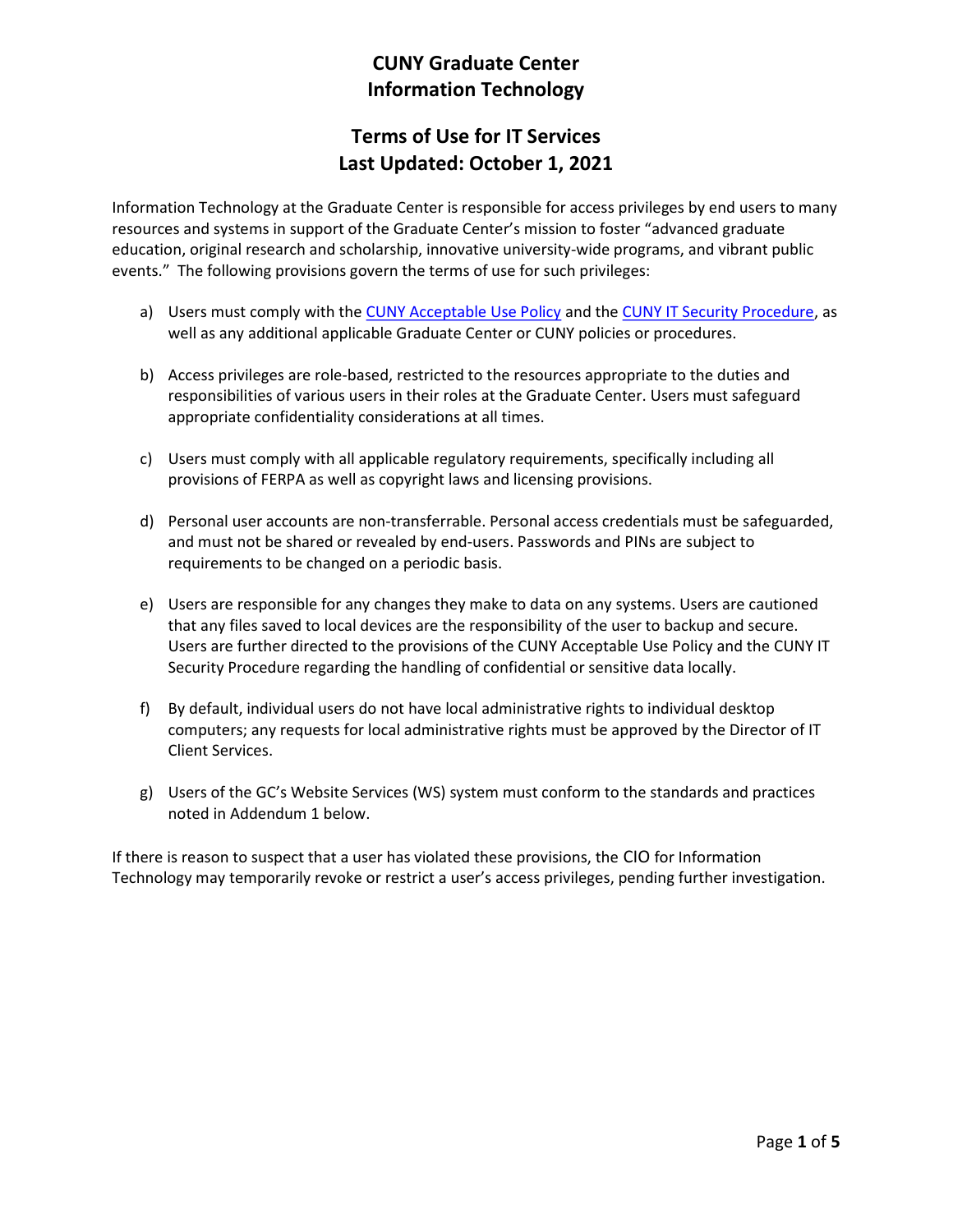# CUNY Graduate Center
# Information Technology

## Terms of Use for IT Services
## Last Updated: October 1, 2021

Information Technology at the Graduate Center is responsible for access privileges by end users to many resources and systems in support of the Graduate Center's mission to foster "advanced graduate education, original research and scholarship, innovative university-wide programs, and vibrant public events." The following provisions govern the terms of use for such privileges:

a) Users must comply with the CUNY Acceptable Use Policy and the CUNY IT Security Procedure, as well as any additional applicable Graduate Center or CUNY policies or procedures.

b) Access privileges are role-based, restricted to the resources appropriate to the duties and responsibilities of various users in their roles at the Graduate Center. Users must safeguard appropriate confidentiality considerations at all times.

c) Users must comply with all applicable regulatory requirements, specifically including all provisions of FERPA as well as copyright laws and licensing provisions.

d) Personal user accounts are non-transferrable. Personal access credentials must be safeguarded, and must not be shared or revealed by end-users. Passwords and PINs are subject to requirements to be changed on a periodic basis.

e) Users are responsible for any changes they make to data on any systems. Users are cautioned that any files saved to local devices are the responsibility of the user to backup and secure. Users are further directed to the provisions of the CUNY Acceptable Use Policy and the CUNY IT Security Procedure regarding the handling of confidential or sensitive data locally.

f) By default, individual users do not have local administrative rights to individual desktop computers; any requests for local administrative rights must be approved by the Director of IT Client Services.

g) Users of the GC's Website Services (WS) system must conform to the standards and practices noted in Addendum 1 below.

If there is reason to suspect that a user has violated these provisions, the CIO for Information Technology may temporarily revoke or restrict a user's access privileges, pending further investigation.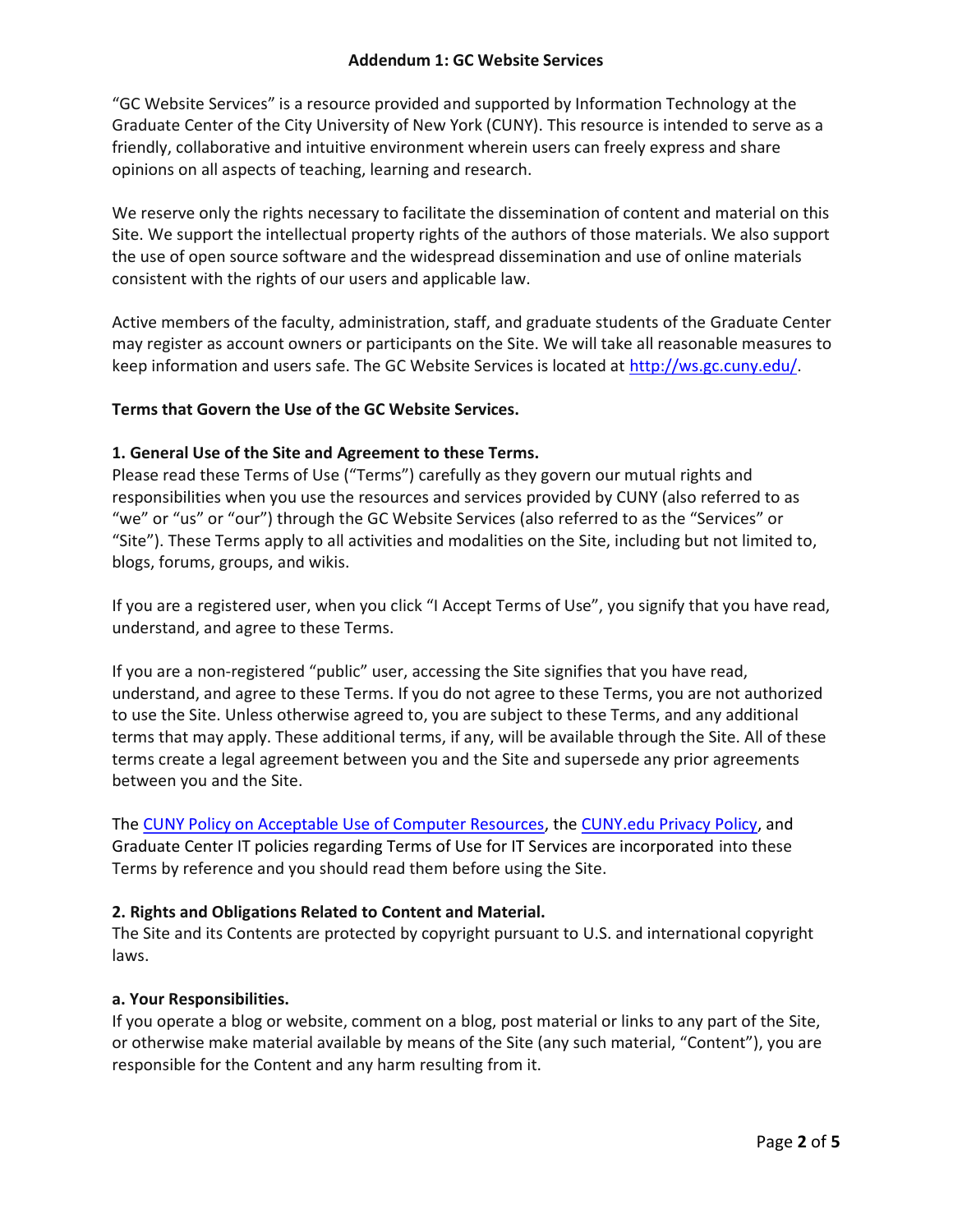## Addendum 1: GC Website Services

"GC Website Services" is a resource provided and supported by Information Technology at the Graduate Center of the City University of New York (CUNY). This resource is intended to serve as a friendly, collaborative and intuitive environment wherein users can freely express and share opinions on all aspects of teaching, learning and research.

We reserve only the rights necessary to facilitate the dissemination of content and material on this Site. We support the intellectual property rights of the authors of those materials. We also support the use of open source software and the widespread dissemination and use of online materials consistent with the rights of our users and applicable law.

Active members of the faculty, administration, staff, and graduate students of the Graduate Center may register as account owners or participants on the Site. We will take all reasonable measures to keep information and users safe. The GC Website Services is located at [http://ws.gc.cuny.edu/](http://ws.gc.cuny.edu/).

**Terms that Govern the Use of the GC Website Services.**

**1. General Use of the Site and Agreement to these Terms.**
Please read these Terms of Use ("Terms") carefully as they govern our mutual rights and responsibilities when you use the resources and services provided by CUNY (also referred to as "we" or "us" or "our") through the GC Website Services (also referred to as the "Services" or "Site"). These Terms apply to all activities and modalities on the Site, including but not limited to, blogs, forums, groups, and wikis.

If you are a registered user, when you click "I Accept Terms of Use", you signify that you have read, understand, and agree to these Terms.

If you are a non-registered "public" user, accessing the Site signifies that you have read, understand, and agree to these Terms. If you do not agree to these Terms, you are not authorized to use the Site. Unless otherwise agreed to, you are subject to these Terms, and any additional terms that may apply. These additional terms, if any, will be available through the Site. All of these terms create a legal agreement between you and the Site and supersede any prior agreements between you and the Site.

The CUNY Policy on Acceptable Use of Computer Resources, the CUNY.edu Privacy Policy, and Graduate Center IT policies regarding Terms of Use for IT Services are incorporated into these Terms by reference and you should read them before using the Site.

**2. Rights and Obligations Related to Content and Material.**
The Site and its Contents are protected by copyright pursuant to U.S. and international copyright laws.

**a. Your Responsibilities.**
If you operate a blog or website, comment on a blog, post material or links to any part of the Site, or otherwise make material available by means of the Site (any such material, "Content"), you are responsible for the Content and any harm resulting from it.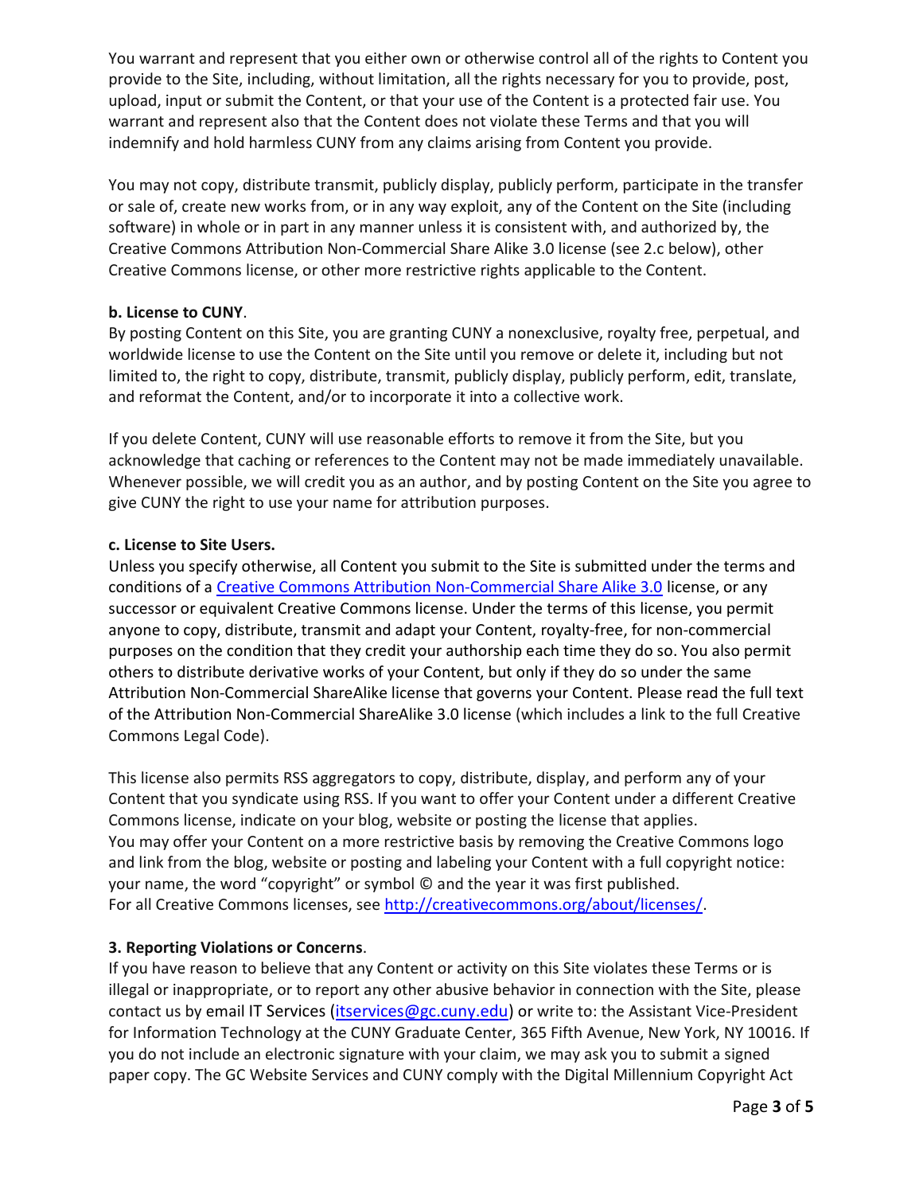You warrant and represent that you either own or otherwise control all of the rights to Content you provide to the Site, including, without limitation, all the rights necessary for you to provide, post, upload, input or submit the Content, or that your use of the Content is a protected fair use. You warrant and represent also that the Content does not violate these Terms and that you will indemnify and hold harmless CUNY from any claims arising from Content you provide.

You may not copy, distribute transmit, publicly display, publicly perform, participate in the transfer or sale of, create new works from, or in any way exploit, any of the Content on the Site (including software) in whole or in part in any manner unless it is consistent with, and authorized by, the Creative Commons Attribution Non-Commercial Share Alike 3.0 license (see 2.c below), other Creative Commons license, or other more restrictive rights applicable to the Content.

**b. License to CUNY**.
By posting Content on this Site, you are granting CUNY a nonexclusive, royalty free, perpetual, and worldwide license to use the Content on the Site until you remove or delete it, including but not limited to, the right to copy, distribute, transmit, publicly display, publicly perform, edit, translate, and reformat the Content, and/or to incorporate it into a collective work.

If you delete Content, CUNY will use reasonable efforts to remove it from the Site, but you acknowledge that caching or references to the Content may not be made immediately unavailable. Whenever possible, we will credit you as an author, and by posting Content on the Site you agree to give CUNY the right to use your name for attribution purposes.

**c. License to Site Users.**
Unless you specify otherwise, all Content you submit to the Site is submitted under the terms and conditions of a Creative Commons Attribution Non-Commercial Share Alike 3.0 license, or any successor or equivalent Creative Commons license. Under the terms of this license, you permit anyone to copy, distribute, transmit and adapt your Content, royalty-free, for non-commercial purposes on the condition that they credit your authorship each time they do so. You also permit others to distribute derivative works of your Content, but only if they do so under the same Attribution Non-Commercial ShareAlike license that governs your Content. Please read the full text of the Attribution Non-Commercial ShareAlike 3.0 license (which includes a link to the full Creative Commons Legal Code).

This license also permits RSS aggregators to copy, distribute, display, and perform any of your Content that you syndicate using RSS. If you want to offer your Content under a different Creative Commons license, indicate on your blog, website or posting the license that applies.
You may offer your Content on a more restrictive basis by removing the Creative Commons logo and link from the blog, website or posting and labeling your Content with a full copyright notice: your name, the word "copyright" or symbol © and the year it was first published.
For all Creative Commons licenses, see http://creativecommons.org/about/licenses/.

**3. Reporting Violations or Concerns**.
If you have reason to believe that any Content or activity on this Site violates these Terms or is illegal or inappropriate, or to report any other abusive behavior in connection with the Site, please contact us by email IT Services (itservices@gc.cuny.edu) or write to: the Assistant Vice-President for Information Technology at the CUNY Graduate Center, 365 Fifth Avenue, New York, NY 10016. If you do not include an electronic signature with your claim, we may ask you to submit a signed paper copy. The GC Website Services and CUNY comply with the Digital Millennium Copyright Act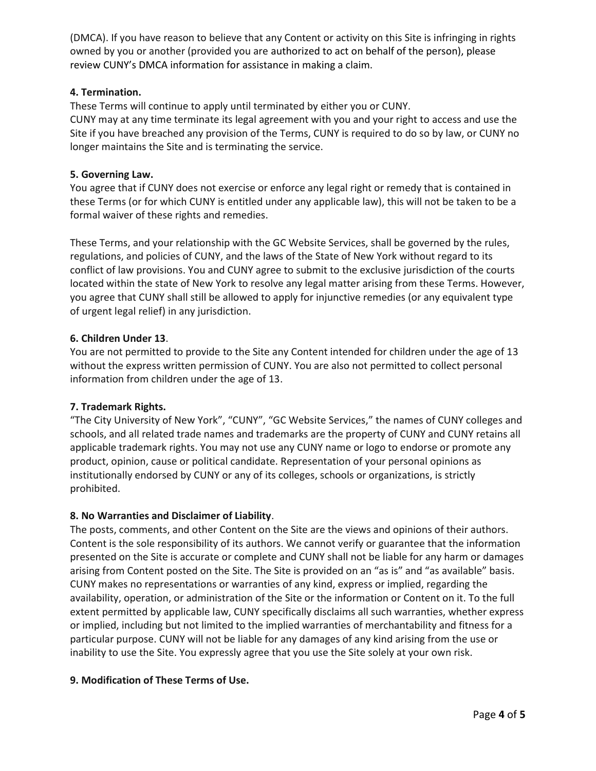(DMCA). If you have reason to believe that any Content or activity on this Site is infringing in rights owned by you or another (provided you are authorized to act on behalf of the person), please review CUNY's DMCA information for assistance in making a claim.

**4. Termination.**

These Terms will continue to apply until terminated by either you or CUNY.

CUNY may at any time terminate its legal agreement with you and your right to access and use the Site if you have breached any provision of the Terms, CUNY is required to do so by law, or CUNY no longer maintains the Site and is terminating the service.

**5. Governing Law.**

You agree that if CUNY does not exercise or enforce any legal right or remedy that is contained in these Terms (or for which CUNY is entitled under any applicable law), this will not be taken to be a formal waiver of these rights and remedies.

These Terms, and your relationship with the GC Website Services, shall be governed by the rules, regulations, and policies of CUNY, and the laws of the State of New York without regard to its conflict of law provisions. You and CUNY agree to submit to the exclusive jurisdiction of the courts located within the state of New York to resolve any legal matter arising from these Terms. However, you agree that CUNY shall still be allowed to apply for injunctive remedies (or any equivalent type of urgent legal relief) in any jurisdiction.

**6. Children Under 13**.

You are not permitted to provide to the Site any Content intended for children under the age of 13 without the express written permission of CUNY. You are also not permitted to collect personal information from children under the age of 13.

**7. Trademark Rights.**

"The City University of New York", "CUNY", "GC Website Services," the names of CUNY colleges and schools, and all related trade names and trademarks are the property of CUNY and CUNY retains all applicable trademark rights. You may not use any CUNY name or logo to endorse or promote any product, opinion, cause or political candidate. Representation of your personal opinions as institutionally endorsed by CUNY or any of its colleges, schools or organizations, is strictly prohibited.

**8. No Warranties and Disclaimer of Liability**.

The posts, comments, and other Content on the Site are the views and opinions of their authors. Content is the sole responsibility of its authors. We cannot verify or guarantee that the information presented on the Site is accurate or complete and CUNY shall not be liable for any harm or damages arising from Content posted on the Site. The Site is provided on an "as is" and "as available" basis. CUNY makes no representations or warranties of any kind, express or implied, regarding the availability, operation, or administration of the Site or the information or Content on it. To the full extent permitted by applicable law, CUNY specifically disclaims all such warranties, whether express or implied, including but not limited to the implied warranties of merchantability and fitness for a particular purpose. CUNY will not be liable for any damages of any kind arising from the use or inability to use the Site. You expressly agree that you use the Site solely at your own risk.

**9. Modification of These Terms of Use.**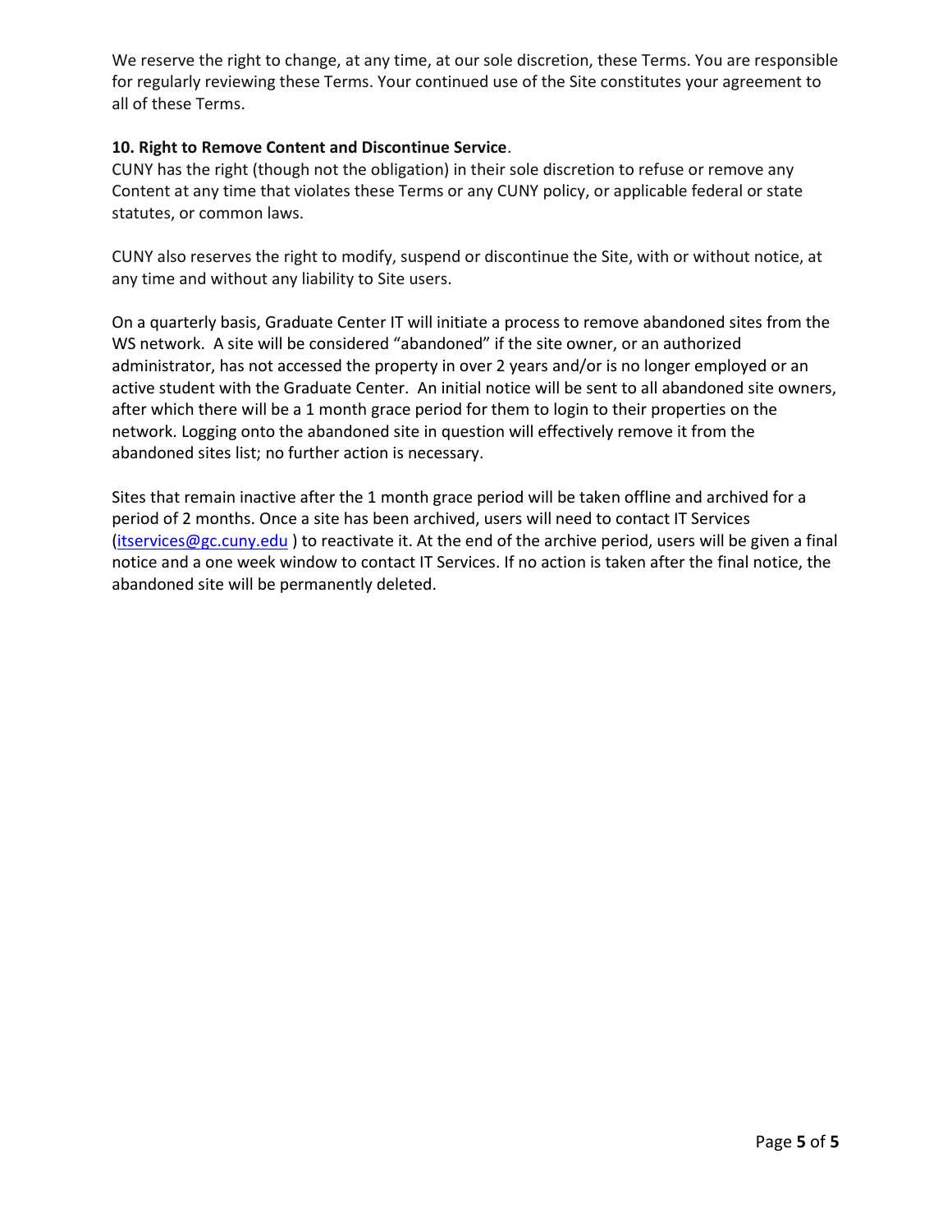We reserve the right to change, at any time, at our sole discretion, these Terms. You are responsible for regularly reviewing these Terms. Your continued use of the Site constitutes your agreement to all of these Terms.

**10. Right to Remove Content and Discontinue Service**.

CUNY has the right (though not the obligation) in their sole discretion to refuse or remove any Content at any time that violates these Terms or any CUNY policy, or applicable federal or state statutes, or common laws.

CUNY also reserves the right to modify, suspend or discontinue the Site, with or without notice, at any time and without any liability to Site users.

On a quarterly basis, Graduate Center IT will initiate a process to remove abandoned sites from the WS network. A site will be considered "abandoned" if the site owner, or an authorized administrator, has not accessed the property in over 2 years and/or is no longer employed or an active student with the Graduate Center. An initial notice will be sent to all abandoned site owners, after which there will be a 1 month grace period for them to login to their properties on the network. Logging onto the abandoned site in question will effectively remove it from the abandoned sites list; no further action is necessary.

Sites that remain inactive after the 1 month grace period will be taken offline and archived for a period of 2 months. Once a site has been archived, users will need to contact IT Services (itservices@gc.cuny.edu ) to reactivate it. At the end of the archive period, users will be given a final notice and a one week window to contact IT Services. If no action is taken after the final notice, the abandoned site will be permanently deleted.